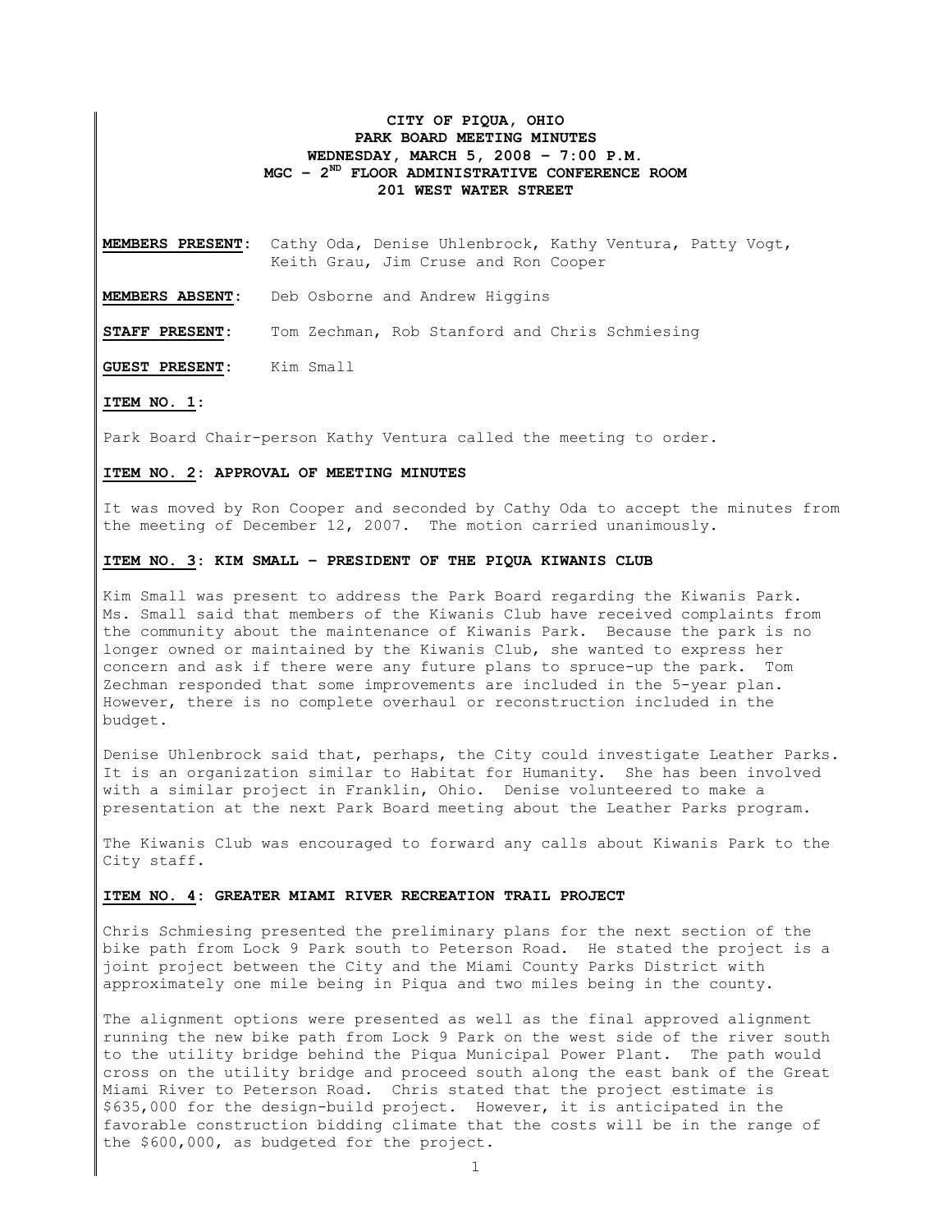**CITY OF PIQUA, OHIO**
**PARK BOARD MEETING MINUTES**
**WEDNESDAY, MARCH 5, 2008 – 7:00 P.M.**
**MGC – 2ND FLOOR ADMINISTRATIVE CONFERENCE ROOM**
**201 WEST WATER STREET**

**MEMBERS PRESENT**: Cathy Oda, Denise Uhlenbrock, Kathy Ventura, Patty Vogt, Keith Grau, Jim Cruse and Ron Cooper

**MEMBERS ABSENT**: Deb Osborne and Andrew Higgins

**STAFF PRESENT**: Tom Zechman, Rob Stanford and Chris Schmiesing

**GUEST PRESENT**: Kim Small

**ITEM NO. 1**:

Park Board Chair-person Kathy Ventura called the meeting to order.

**ITEM NO. 2: APPROVAL OF MEETING MINUTES**

It was moved by Ron Cooper and seconded by Cathy Oda to accept the minutes from the meeting of December 12, 2007. The motion carried unanimously.

**ITEM NO. 3: KIM SMALL – PRESIDENT OF THE PIQUA KIWANIS CLUB**

Kim Small was present to address the Park Board regarding the Kiwanis Park. Ms. Small said that members of the Kiwanis Club have received complaints from the community about the maintenance of Kiwanis Park. Because the park is no longer owned or maintained by the Kiwanis Club, she wanted to express her concern and ask if there were any future plans to spruce-up the park. Tom Zechman responded that some improvements are included in the 5-year plan. However, there is no complete overhaul or reconstruction included in the budget.

Denise Uhlenbrock said that, perhaps, the City could investigate Leather Parks. It is an organization similar to Habitat for Humanity. She has been involved with a similar project in Franklin, Ohio. Denise volunteered to make a presentation at the next Park Board meeting about the Leather Parks program.

The Kiwanis Club was encouraged to forward any calls about Kiwanis Park to the City staff.

**ITEM NO. 4: GREATER MIAMI RIVER RECREATION TRAIL PROJECT**

Chris Schmiesing presented the preliminary plans for the next section of the bike path from Lock 9 Park south to Peterson Road. He stated the project is a joint project between the City and the Miami County Parks District with approximately one mile being in Piqua and two miles being in the county.

The alignment options were presented as well as the final approved alignment running the new bike path from Lock 9 Park on the west side of the river south to the utility bridge behind the Piqua Municipal Power Plant. The path would cross on the utility bridge and proceed south along the east bank of the Great Miami River to Peterson Road. Chris stated that the project estimate is $635,000 for the design-build project. However, it is anticipated in the favorable construction bidding climate that the costs will be in the range of the $600,000, as budgeted for the project.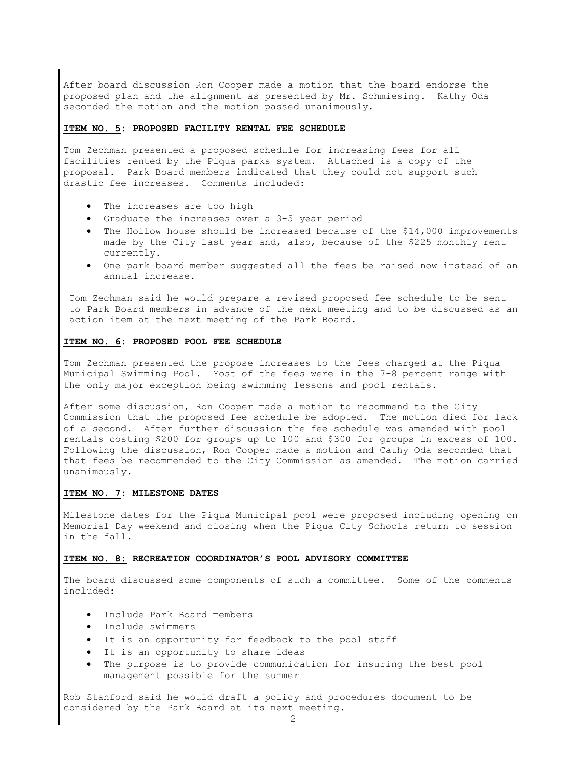After board discussion Ron Cooper made a motion that the board endorse the proposed plan and the alignment as presented by Mr. Schmiesing. Kathy Oda seconded the motion and the motion passed unanimously.

**ITEM NO. 5: PROPOSED FACILITY RENTAL FEE SCHEDULE**

Tom Zechman presented a proposed schedule for increasing fees for all facilities rented by the Piqua parks system. Attached is a copy of the proposal. Park Board members indicated that they could not support such drastic fee increases. Comments included:

- The increases are too high
- Graduate the increases over a 3-5 year period
- The Hollow house should be increased because of the $14,000 improvements made by the City last year and, also, because of the $225 monthly rent currently.
- One park board member suggested all the fees be raised now instead of an annual increase.

Tom Zechman said he would prepare a revised proposed fee schedule to be sent to Park Board members in advance of the next meeting and to be discussed as an action item at the next meeting of the Park Board.

**ITEM NO. 6: PROPOSED POOL FEE SCHEDULE**

Tom Zechman presented the propose increases to the fees charged at the Piqua Municipal Swimming Pool. Most of the fees were in the 7-8 percent range with the only major exception being swimming lessons and pool rentals.

After some discussion, Ron Cooper made a motion to recommend to the City Commission that the proposed fee schedule be adopted. The motion died for lack of a second. After further discussion the fee schedule was amended with pool rentals costing $200 for groups up to 100 and $300 for groups in excess of 100. Following the discussion, Ron Cooper made a motion and Cathy Oda seconded that that fees be recommended to the City Commission as amended. The motion carried unanimously.

**ITEM NO. 7: MILESTONE DATES**

Milestone dates for the Piqua Municipal pool were proposed including opening on Memorial Day weekend and closing when the Piqua City Schools return to session in the fall.

**ITEM NO. 8: RECREATION COORDINATOR'S POOL ADVISORY COMMITTEE**

The board discussed some components of such a committee. Some of the comments included:

- Include Park Board members
- Include swimmers
- It is an opportunity for feedback to the pool staff
- It is an opportunity to share ideas
- The purpose is to provide communication for insuring the best pool management possible for the summer

Rob Stanford said he would draft a policy and procedures document to be considered by the Park Board at its next meeting.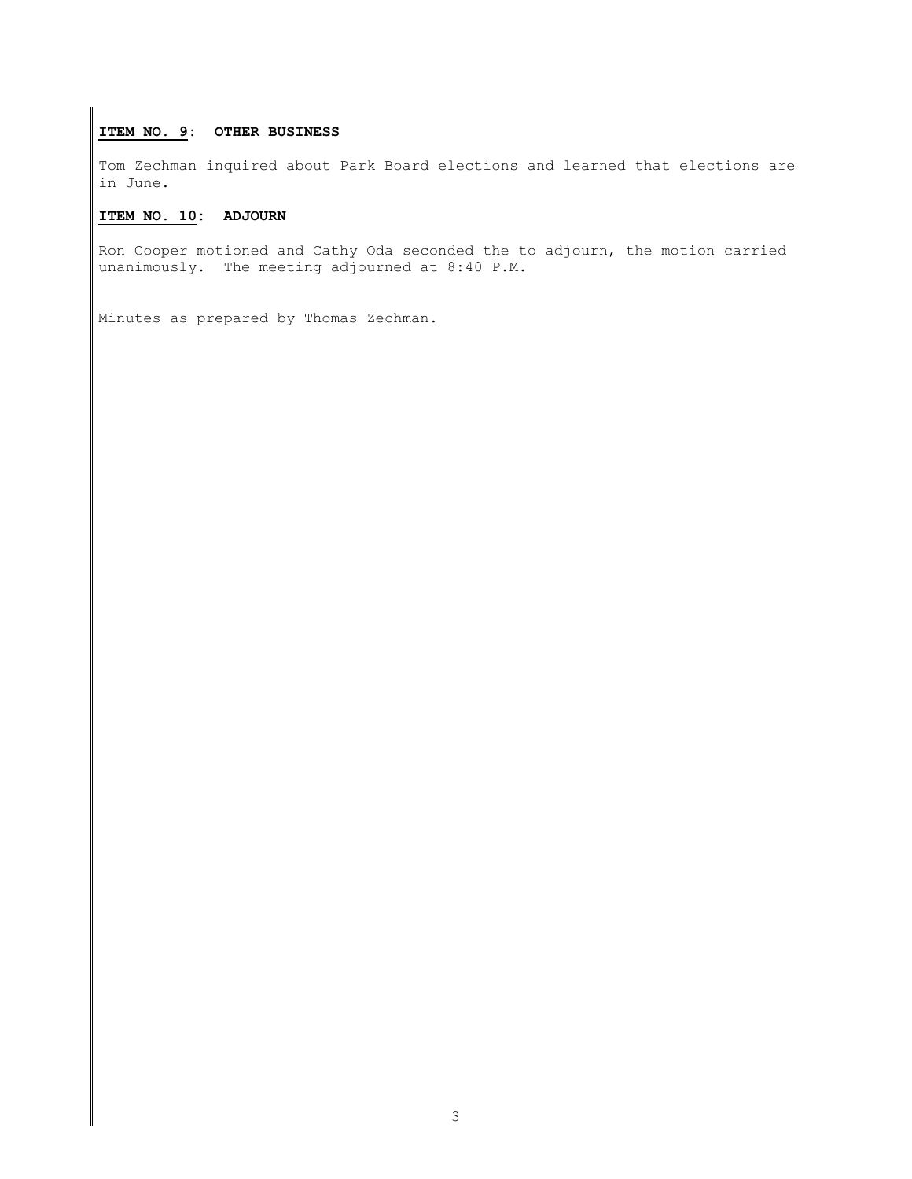**ITEM NO. 9: OTHER BUSINESS**

Tom Zechman inquired about Park Board elections and learned that elections are in June.

**ITEM NO. 10: ADJOURN**

Ron Cooper motioned and Cathy Oda seconded the to adjourn, the motion carried unanimously. The meeting adjourned at 8:40 P.M.

Minutes as prepared by Thomas Zechman.